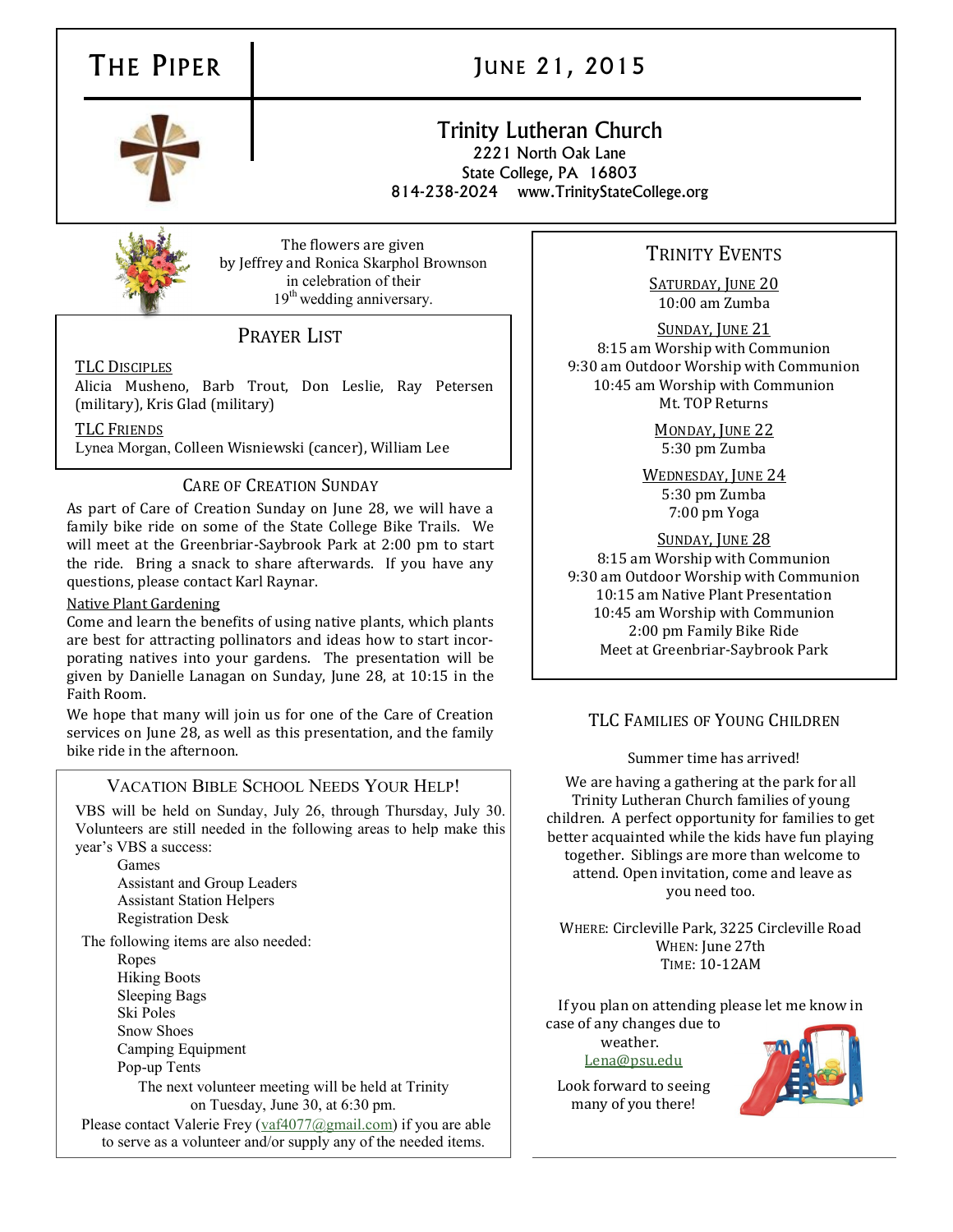# The Piper

## June 21, 2015

**Trinity Lutheran Church**
2221 North Oak Lane
State College, PA 16803
814-238-2024 www.TrinityStateCollege.org

The flowers are given
by Jeffrey and Ronica Skarphol Brownson
in celebration of their
19th wedding anniversary.

## Prayer List

TLC Disciples
Alicia Musheno, Barb Trout, Don Leslie, Ray Petersen (military), Kris Glad (military)

TLC Friends
Lynea Morgan, Colleen Wisniewski (cancer), William Lee

## Care of Creation Sunday

As part of Care of Creation Sunday on June 28, we will have a family bike ride on some of the State College Bike Trails. We will meet at the Greenbriar-Saybrook Park at 2:00 pm to start the ride. Bring a snack to share afterwards. If you have any questions, please contact Karl Raynar.

Native Plant Gardening

Come and learn the benefits of using native plants, which plants are best for attracting pollinators and ideas how to start incorporating natives into your gardens. The presentation will be given by Danielle Lanagan on Sunday, June 28, at 10:15 in the Faith Room.

We hope that many will join us for one of the Care of Creation services on June 28, as well as this presentation, and the family bike ride in the afternoon.

## Vacation Bible School Needs Your Help!

VBS will be held on Sunday, July 26, through Thursday, July 30. Volunteers are still needed in the following areas to help make this year's VBS a success:

- Games
- Assistant and Group Leaders
- Assistant Station Helpers
- Registration Desk

The following items are also needed:

- Ropes
- Hiking Boots
- Sleeping Bags
- Ski Poles
- Snow Shoes
- Camping Equipment
- Pop-up Tents

The next volunteer meeting will be held at Trinity on Tuesday, June 30, at 6:30 pm.

Please contact Valerie Frey (vaf4077@gmail.com) if you are able to serve as a volunteer and/or supply any of the needed items.

## Trinity Events

Saturday, June 20
10:00 am Zumba

Sunday, June 21
8:15 am Worship with Communion
9:30 am Outdoor Worship with Communion
10:45 am Worship with Communion
Mt. TOP Returns

Monday, June 22
5:30 pm Zumba

Wednesday, June 24
5:30 pm Zumba
7:00 pm Yoga

Sunday, June 28
8:15 am Worship with Communion
9:30 am Outdoor Worship with Communion
10:15 am Native Plant Presentation
10:45 am Worship with Communion
2:00 pm Family Bike Ride
Meet at Greenbriar-Saybrook Park

## TLC Families of Young Children

Summer time has arrived!

We are having a gathering at the park for all Trinity Lutheran Church families of young children. A perfect opportunity for families to get better acquainted while the kids have fun playing together. Siblings are more than welcome to attend. Open invitation, come and leave as you need too.

Where: Circleville Park, 3225 Circleville Road
When: June 27th
Time: 10-12AM

If you plan on attending please let me know in case of any changes due to weather.
Lena@psu.edu

Look forward to seeing many of you there!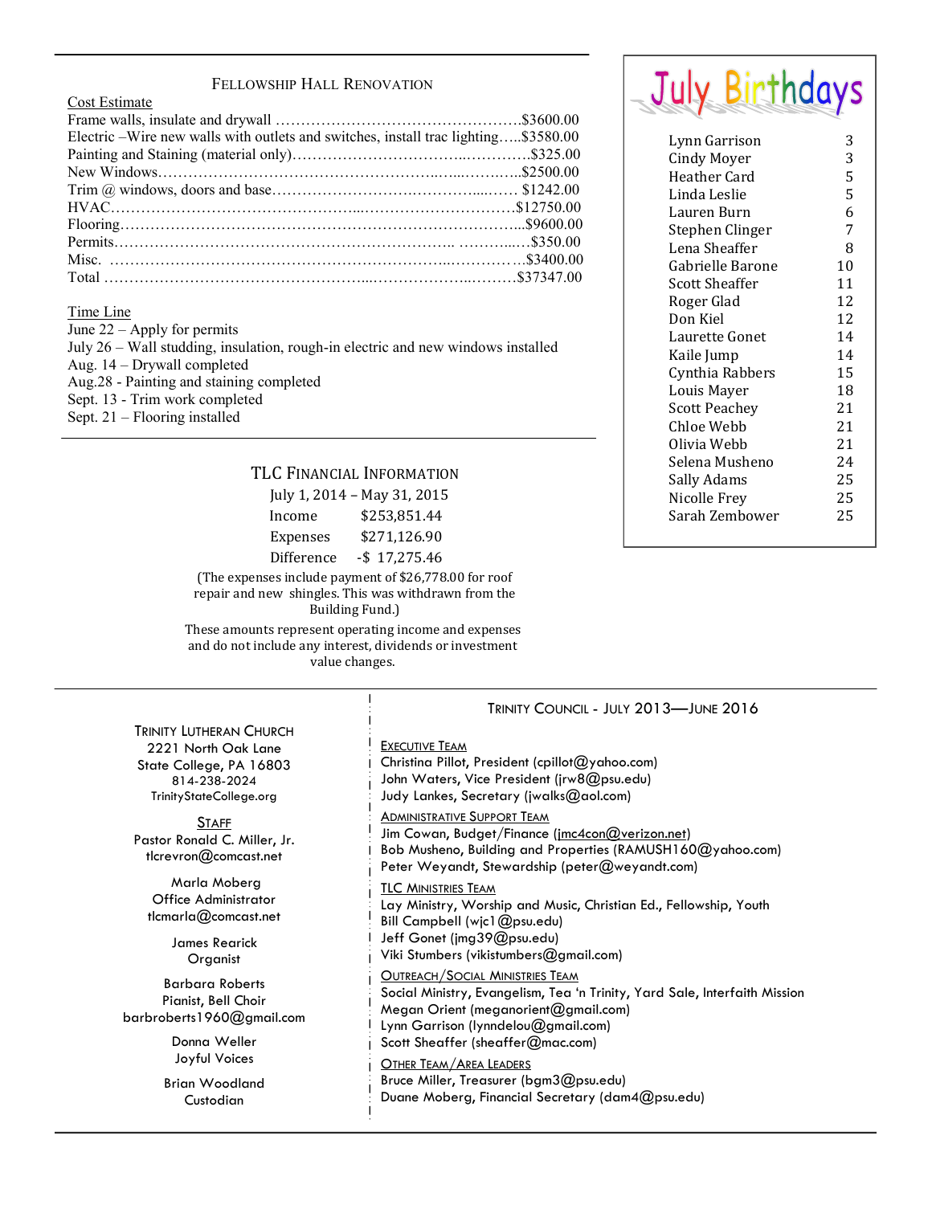## Fellowship Hall Renovation

Cost Estimate

| | |
|---|---|
| Frame walls, insulate and drywall | $3600.00 |
| Electric –Wire new walls with outlets and switches, install trac lighting | $3580.00 |
| Painting and Staining (material only) | $325.00 |
| New Windows | $2500.00 |
| Trim @ windows, doors and base | $1242.00 |
| HVAC | $12750.00 |
| Flooring | $9600.00 |
| Permits | $350.00 |
| Misc. | $3400.00 |
| Total | $37347.00 |

Time Line

June 22 – Apply for permits
July 26 – Wall studding, insulation, rough-in electric and new windows installed
Aug. 14 – Drywall completed
Aug.28 - Painting and staining completed
Sept. 13 - Trim work completed
Sept. 21 – Flooring installed

## TLC Financial Information

July 1, 2014 – May 31, 2015

| | |
|---|---|
| Income | $253,851.44 |
| Expenses | $271,126.90 |
| Difference | -$ 17,275.46 |

(The expenses include payment of $26,778.00 for roof repair and new shingles. This was withdrawn from the Building Fund.)

These amounts represent operating income and expenses and do not include any interest, dividends or investment value changes.

## July Birthdays

| | |
|---|---|
| Lynn Garrison | 3 |
| Cindy Moyer | 3 |
| Heather Card | 5 |
| Linda Leslie | 5 |
| Lauren Burn | 6 |
| Stephen Clinger | 7 |
| Lena Sheaffer | 8 |
| Gabrielle Barone | 10 |
| Scott Sheaffer | 11 |
| Roger Glad | 12 |
| Don Kiel | 12 |
| Laurette Gonet | 14 |
| Kaile Jump | 14 |
| Cynthia Rabbers | 15 |
| Louis Mayer | 18 |
| Scott Peachey | 21 |
| Chloe Webb | 21 |
| Olivia Webb | 21 |
| Selena Musheno | 24 |
| Sally Adams | 25 |
| Nicolle Frey | 25 |
| Sarah Zembower | 25 |

**Trinity Lutheran Church**
2221 North Oak Lane
State College, PA 16803
814-238-2024
TrinityStateCollege.org

**Staff**

Pastor Ronald C. Miller, Jr.
tlcrevron@comcast.net

Marla Moberg
Office Administrator
tlcmarla@comcast.net

James Rearick
Organist

Barbara Roberts
Pianist, Bell Choir
barbroberts1960@gmail.com

Donna Weller
Joyful Voices

Brian Woodland
Custodian

## Trinity Council - July 2013—June 2016

**Executive Team**
Christina Pillot, President (cpillot@yahoo.com)
John Waters, Vice President (jrw8@psu.edu)
Judy Lankes, Secretary (jwalks@aol.com)

**Administrative Support Team**
Jim Cowan, Budget/Finance (jmc4con@verizon.net)
Bob Musheno, Building and Properties (RAMUSH160@yahoo.com)
Peter Weyandt, Stewardship (peter@weyandt.com)

**TLC Ministries Team**
Lay Ministry, Worship and Music, Christian Ed., Fellowship, Youth
Bill Campbell (wjc1@psu.edu)
Jeff Gonet (jmg39@psu.edu)
Viki Stumbers (vikistumbers@gmail.com)

**Outreach/Social Ministries Team**
Social Ministry, Evangelism, Tea 'n Trinity, Yard Sale, Interfaith Mission
Megan Orient (meganorient@gmail.com)
Lynn Garrison (lynndelou@gmail.com)
Scott Sheaffer (sheaffer@mac.com)

**Other Team/Area Leaders**
Bruce Miller, Treasurer (bgm3@psu.edu)
Duane Moberg, Financial Secretary (dam4@psu.edu)